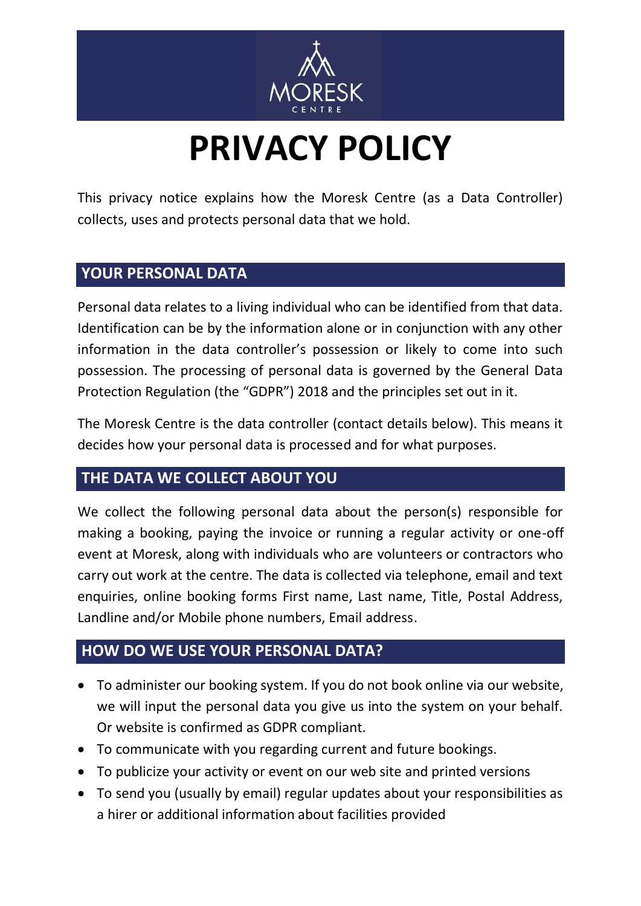MORESK
CENTRE

# PRIVACY POLICY

This privacy notice explains how the Moresk Centre (as a Data Controller) collects, uses and protects personal data that we hold.

## YOUR PERSONAL DATA

Personal data relates to a living individual who can be identified from that data. Identification can be by the information alone or in conjunction with any other information in the data controller's possession or likely to come into such possession. The processing of personal data is governed by the General Data Protection Regulation (the "GDPR") 2018 and the principles set out in it.

The Moresk Centre is the data controller (contact details below). This means it decides how your personal data is processed and for what purposes.

## THE DATA WE COLLECT ABOUT YOU

We collect the following personal data about the person(s) responsible for making a booking, paying the invoice or running a regular activity or one-off event at Moresk, along with individuals who are volunteers or contractors who carry out work at the centre. The data is collected via telephone, email and text enquiries, online booking forms First name, Last name, Title, Postal Address, Landline and/or Mobile phone numbers, Email address.

## HOW DO WE USE YOUR PERSONAL DATA?

- To administer our booking system. If you do not book online via our website, we will input the personal data you give us into the system on your behalf. Or website is confirmed as GDPR compliant.
- To communicate with you regarding current and future bookings.
- To publicize your activity or event on our web site and printed versions
- To send you (usually by email) regular updates about your responsibilities as a hirer or additional information about facilities provided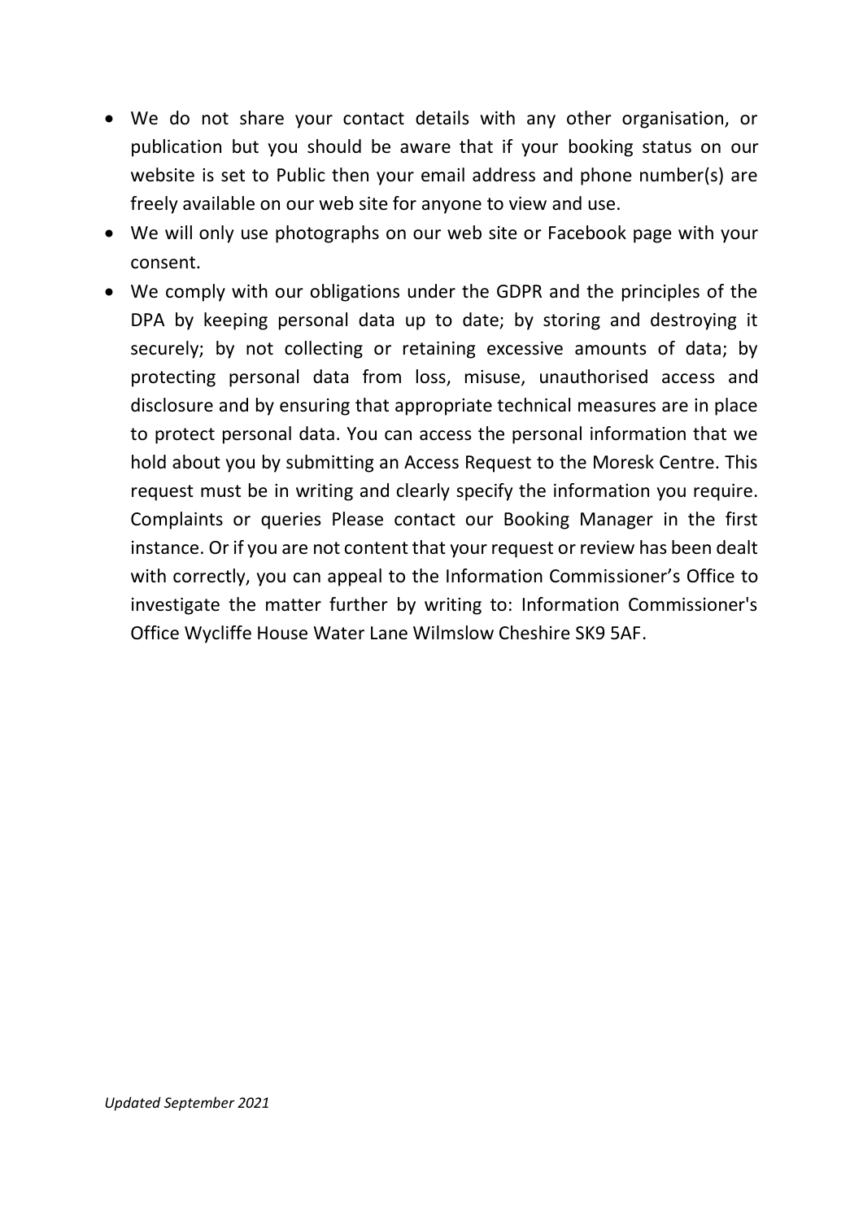- We do not share your contact details with any other organisation, or publication but you should be aware that if your booking status on our website is set to Public then your email address and phone number(s) are freely available on our web site for anyone to view and use.
- We will only use photographs on our web site or Facebook page with your consent.
- We comply with our obligations under the GDPR and the principles of the DPA by keeping personal data up to date; by storing and destroying it securely; by not collecting or retaining excessive amounts of data; by protecting personal data from loss, misuse, unauthorised access and disclosure and by ensuring that appropriate technical measures are in place to protect personal data. You can access the personal information that we hold about you by submitting an Access Request to the Moresk Centre. This request must be in writing and clearly specify the information you require. Complaints or queries Please contact our Booking Manager in the first instance. Or if you are not content that your request or review has been dealt with correctly, you can appeal to the Information Commissioner's Office to investigate the matter further by writing to: Information Commissioner's Office Wycliffe House Water Lane Wilmslow Cheshire SK9 5AF.

*Updated September 2021*